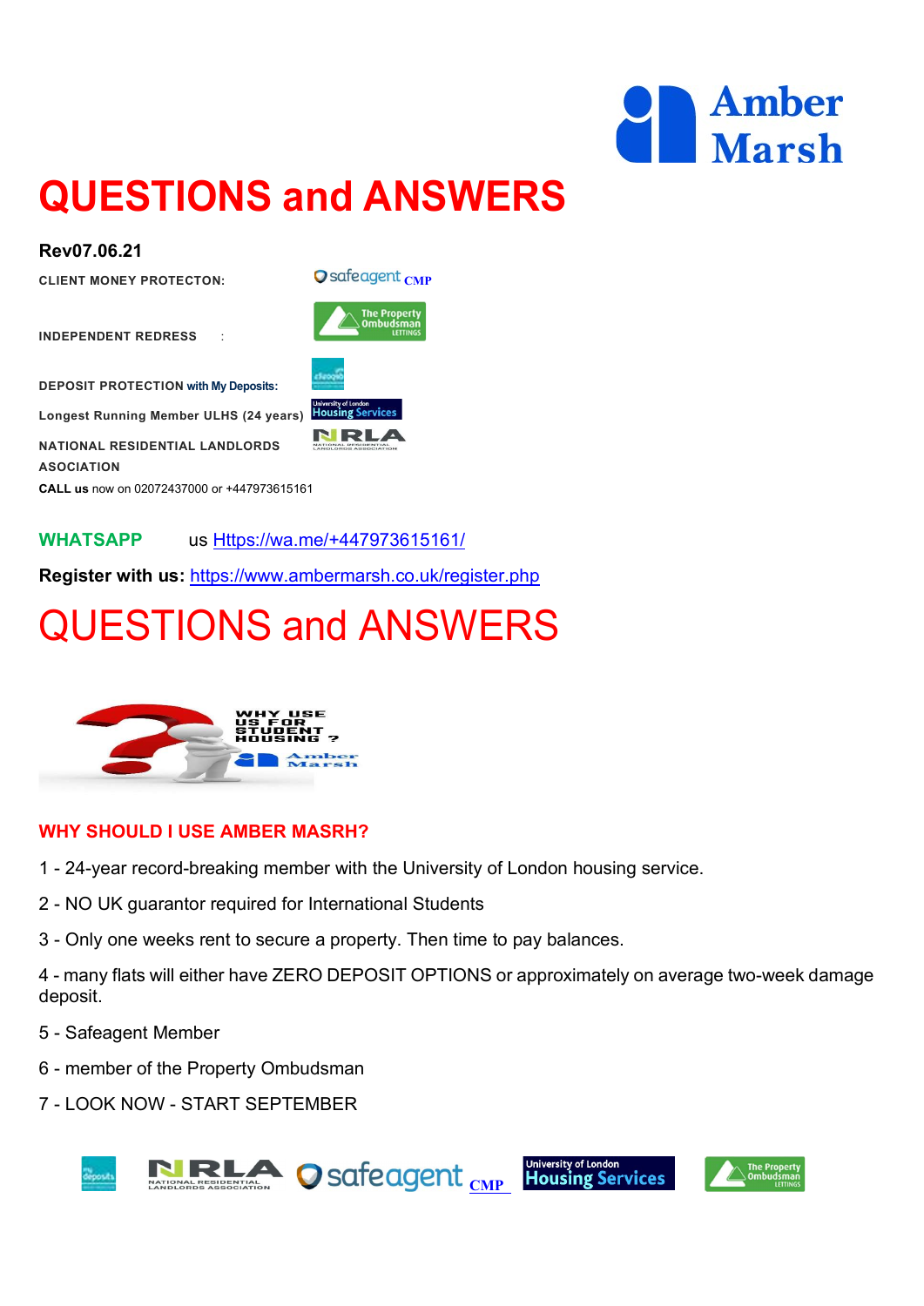Amber Marsh

# QUESTIONS and ANSWERS

**Rev07.06.21**

**CLIENT MONEY PROTECTON:** safeagent CMP

**INDEPENDENT REDRESS** :

**DEPOSIT PROTECTION with My Deposits:**

**Longest Running Member ULHS (24 years)**

**NATIONAL RESIDENTIAL LANDLORDS ASOCIATION**

**CALL us** now on 02072437000 or +447973615161

**WHATSAPP** us [Https://wa.me/+447973615161/](Https://wa.me/+447973615161/)

**Register with us:** [https://www.ambermarsh.co.uk/register.php](https://www.ambermarsh.co.uk/register.php)

# QUESTIONS and ANSWERS

### WHY SHOULD I USE AMBER MASRH?

1 - 24-year record-breaking member with the University of London housing service.

2 - NO UK guarantor required for International Students

3 - Only one weeks rent to secure a property. Then time to pay balances.

4 - many flats will either have ZERO DEPOSIT OPTIONS or approximately on average two-week damage deposit.

5 - Safeagent Member

6 - member of the Property Ombudsman

7 - LOOK NOW - START SEPTEMBER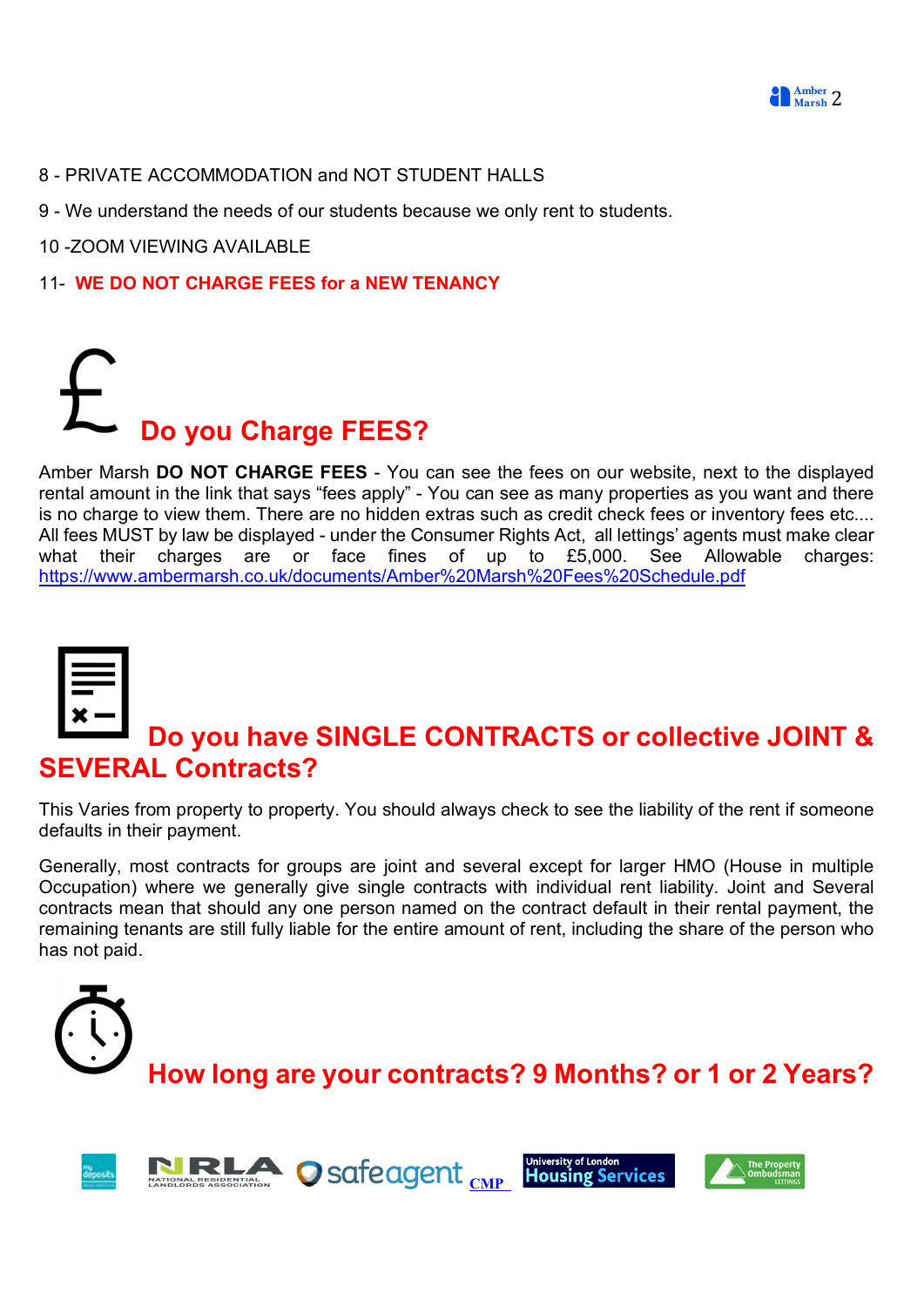8 - PRIVATE ACCOMMODATION and NOT STUDENT HALLS

9 - We understand the needs of our students because we only rent to students.

10 -ZOOM VIEWING AVAILABLE

11- **WE DO NOT CHARGE FEES for a NEW TENANCY**

## Do you Charge FEES?

Amber Marsh **DO NOT CHARGE FEES** - You can see the fees on our website, next to the displayed rental amount in the link that says "fees apply" - You can see as many properties as you want and there is no charge to view them. There are no hidden extras such as credit check fees or inventory fees etc.... All fees MUST by law be displayed - under the Consumer Rights Act, all lettings' agents must make clear what their charges are or face fines of up to £5,000. See Allowable charges: https://www.ambermarsh.co.uk/documents/Amber%20Marsh%20Fees%20Schedule.pdf

## Do you have SINGLE CONTRACTS or collective JOINT & SEVERAL Contracts?

This Varies from property to property. You should always check to see the liability of the rent if someone defaults in their payment.

Generally, most contracts for groups are joint and several except for larger HMO (House in multiple Occupation) where we generally give single contracts with individual rent liability. Joint and Several contracts mean that should any one person named on the contract default in their rental payment, the remaining tenants are still fully liable for the entire amount of rent, including the share of the person who has not paid.

## How long are your contracts? 9 Months? or 1 or 2 Years?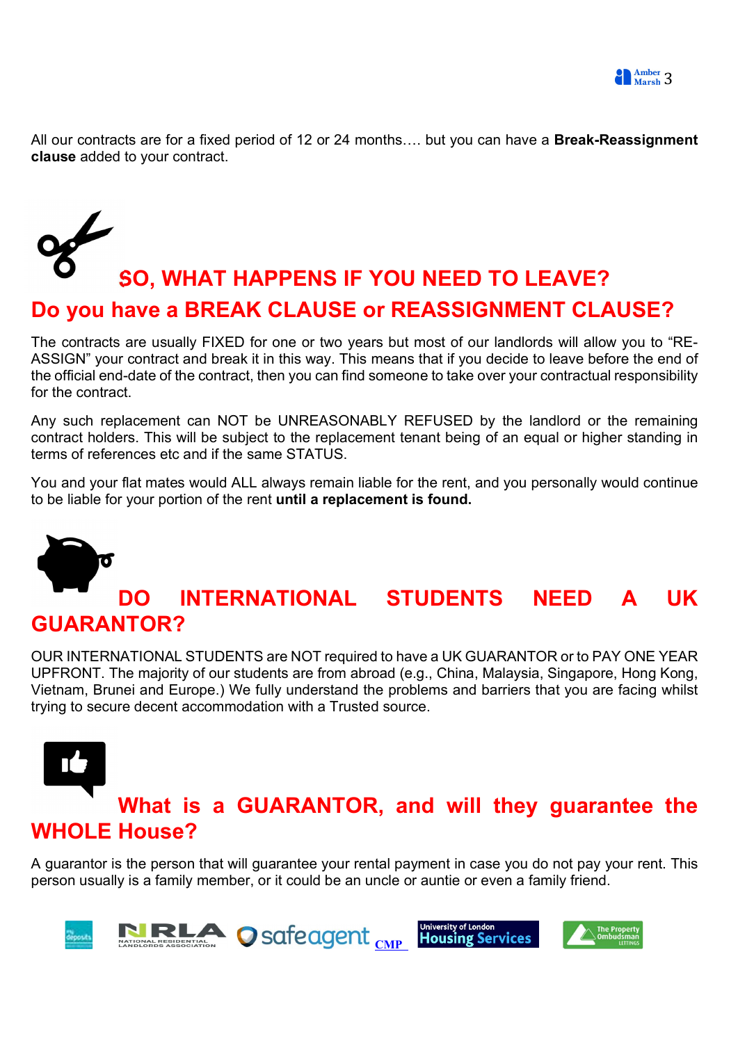All our contracts are for a fixed period of 12 or 24 months…. but you can have a **Break-Reassignment clause** added to your contract.

## SO, WHAT HAPPENS IF YOU NEED TO LEAVE?

## Do you have a BREAK CLAUSE or REASSIGNMENT CLAUSE?

The contracts are usually FIXED for one or two years but most of our landlords will allow you to "RE-ASSIGN" your contract and break it in this way. This means that if you decide to leave before the end of the official end-date of the contract, then you can find someone to take over your contractual responsibility for the contract.

Any such replacement can NOT be UNREASONABLY REFUSED by the landlord or the remaining contract holders. This will be subject to the replacement tenant being of an equal or higher standing in terms of references etc and if the same STATUS.

You and your flat mates would ALL always remain liable for the rent, and you personally would continue to be liable for your portion of the rent **until a replacement is found.**

## DO INTERNATIONAL STUDENTS NEED A UK GUARANTOR?

OUR INTERNATIONAL STUDENTS are NOT required to have a UK GUARANTOR or to PAY ONE YEAR UPFRONT. The majority of our students are from abroad (e.g., China, Malaysia, Singapore, Hong Kong, Vietnam, Brunei and Europe.) We fully understand the problems and barriers that you are facing whilst trying to secure decent accommodation with a Trusted source.

## What is a GUARANTOR, and will they guarantee the WHOLE House?

A guarantor is the person that will guarantee your rental payment in case you do not pay your rent. This person usually is a family member, or it could be an uncle or auntie or even a family friend.

CMP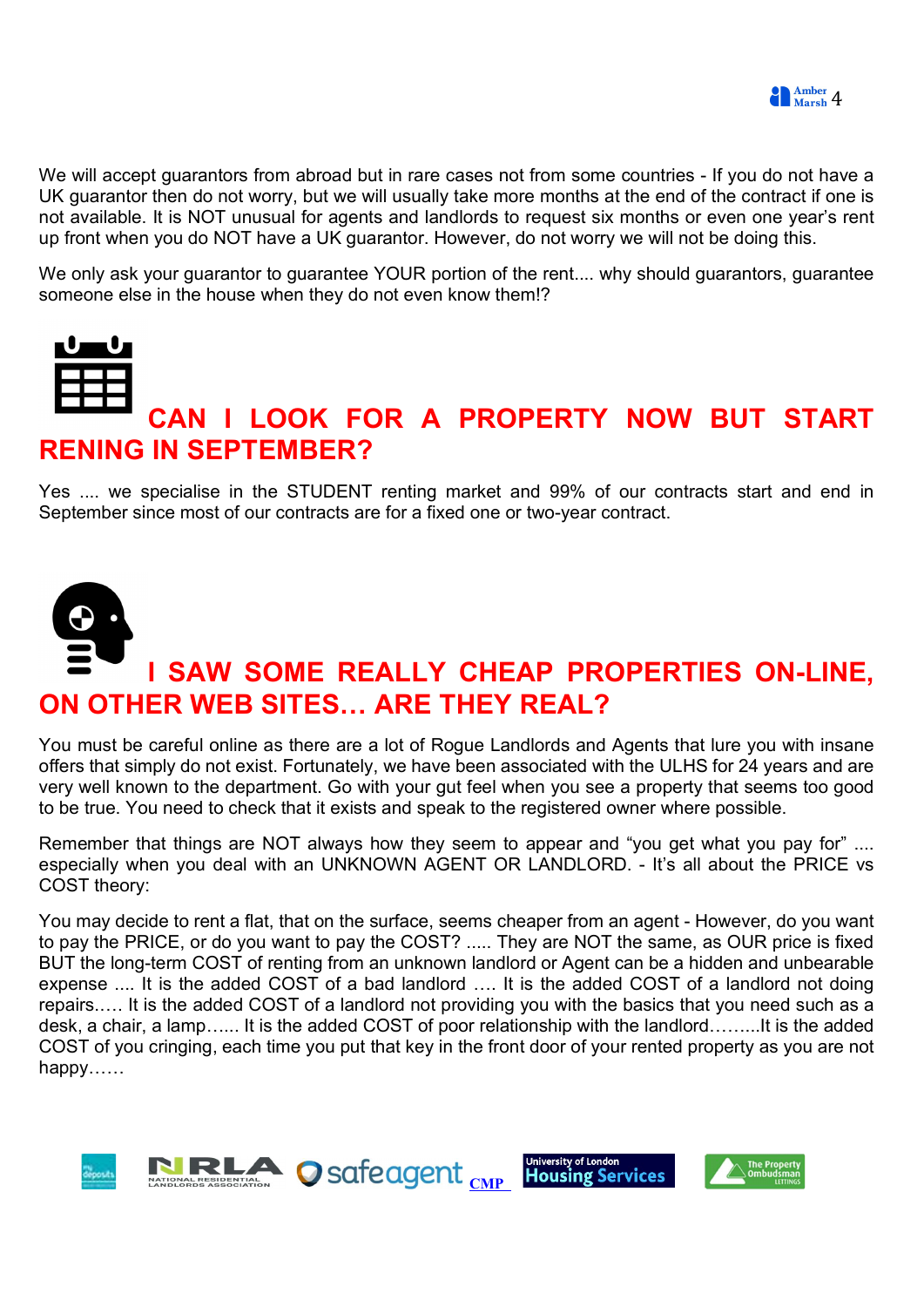We will accept guarantors from abroad but in rare cases not from some countries - If you do not have a UK guarantor then do not worry, but we will usually take more months at the end of the contract if one is not available. It is NOT unusual for agents and landlords to request six months or even one year's rent up front when you do NOT have a UK guarantor. However, do not worry we will not be doing this.

We only ask your guarantor to guarantee YOUR portion of the rent.... why should guarantors, guarantee someone else in the house when they do not even know them!?

## CAN I LOOK FOR A PROPERTY NOW BUT START RENING IN SEPTEMBER?

Yes .... we specialise in the STUDENT renting market and 99% of our contracts start and end in September since most of our contracts are for a fixed one or two-year contract.

## I SAW SOME REALLY CHEAP PROPERTIES ON-LINE, ON OTHER WEB SITES… ARE THEY REAL?

You must be careful online as there are a lot of Rogue Landlords and Agents that lure you with insane offers that simply do not exist. Fortunately, we have been associated with the ULHS for 24 years and are very well known to the department. Go with your gut feel when you see a property that seems too good to be true. You need to check that it exists and speak to the registered owner where possible.

Remember that things are NOT always how they seem to appear and "you get what you pay for" .... especially when you deal with an UNKNOWN AGENT OR LANDLORD. - It's all about the PRICE vs COST theory:

You may decide to rent a flat, that on the surface, seems cheaper from an agent - However, do you want to pay the PRICE, or do you want to pay the COST? ..... They are NOT the same, as OUR price is fixed BUT the long-term COST of renting from an unknown landlord or Agent can be a hidden and unbearable expense .... It is the added COST of a bad landlord .... It is the added COST of a landlord not doing repairs..... It is the added COST of a landlord not providing you with the basics that you need such as a desk, a chair, a lamp...... It is the added COST of poor relationship with the landlord.........It is the added COST of you cringing, each time you put that key in the front door of your rented property as you are not happy……

mydeposits | NRLA NATIONAL RESIDENTIAL LANDLORDS ASSOCIATION | safeagent | CMP | University of London Housing Services | The Property Ombudsman LETTINGS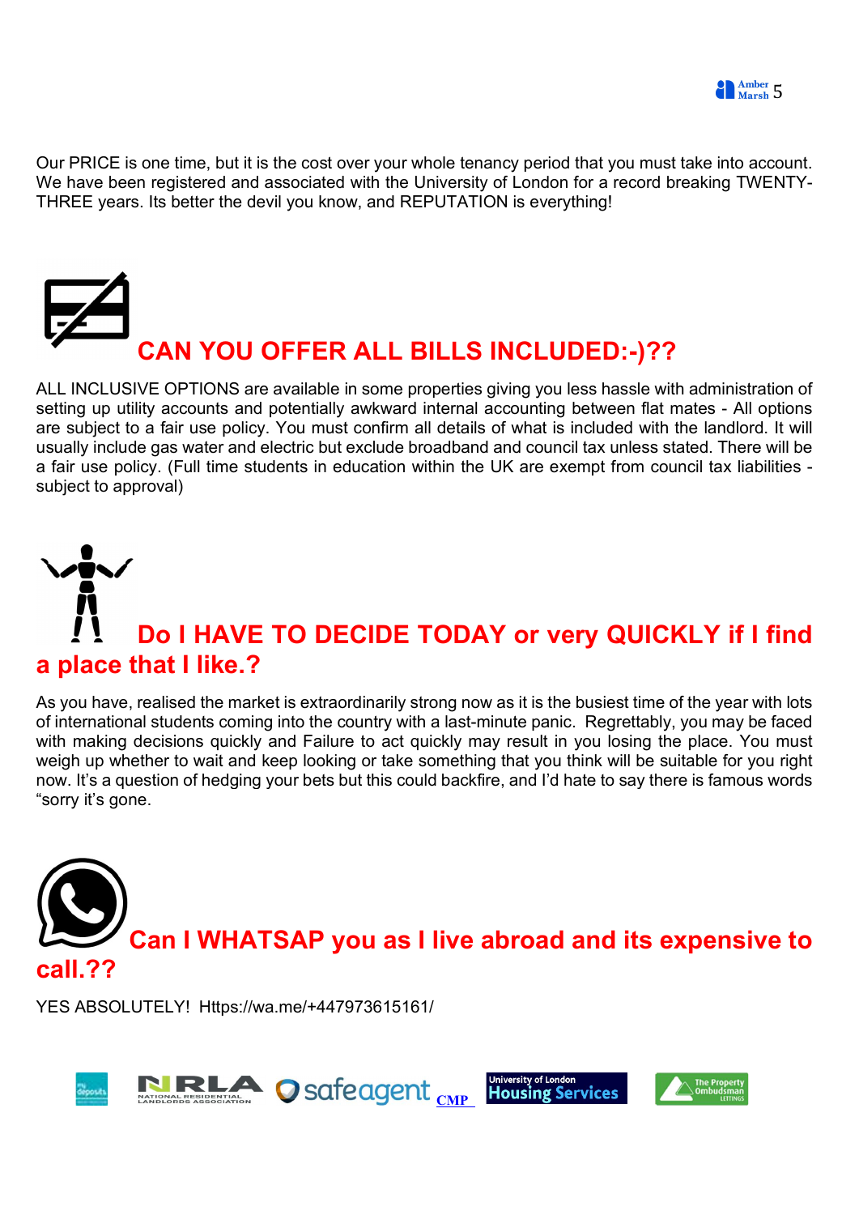Our PRICE is one time, but it is the cost over your whole tenancy period that you must take into account. We have been registered and associated with the University of London for a record breaking TWENTY-THREE years. Its better the devil you know, and REPUTATION is everything!

## CAN YOU OFFER ALL BILLS INCLUDED:-)??

ALL INCLUSIVE OPTIONS are available in some properties giving you less hassle with administration of setting up utility accounts and potentially awkward internal accounting between flat mates - All options are subject to a fair use policy. You must confirm all details of what is included with the landlord. It will usually include gas water and electric but exclude broadband and council tax unless stated. There will be a fair use policy. (Full time students in education within the UK are exempt from council tax liabilities - subject to approval)

## Do I HAVE TO DECIDE TODAY or very QUICKLY if I find a place that I like.?

As you have, realised the market is extraordinarily strong now as it is the busiest time of the year with lots of international students coming into the country with a last-minute panic. Regrettably, you may be faced with making decisions quickly and Failure to act quickly may result in you losing the place. You must weigh up whether to wait and keep looking or take something that you think will be suitable for you right now. It’s a question of hedging your bets but this could backfire, and I’d hate to say there is famous words “sorry it’s gone.

## Can I WHATSAP you as I live abroad and its expensive to call.??

YES ABSOLUTELY! Https://wa.me/+447973615161/

NRLA NATIONAL RESIDENTIAL LANDLORDS ASSOCIATION safeagent CMP University of London Housing Services The Property Ombudsman LETTINGS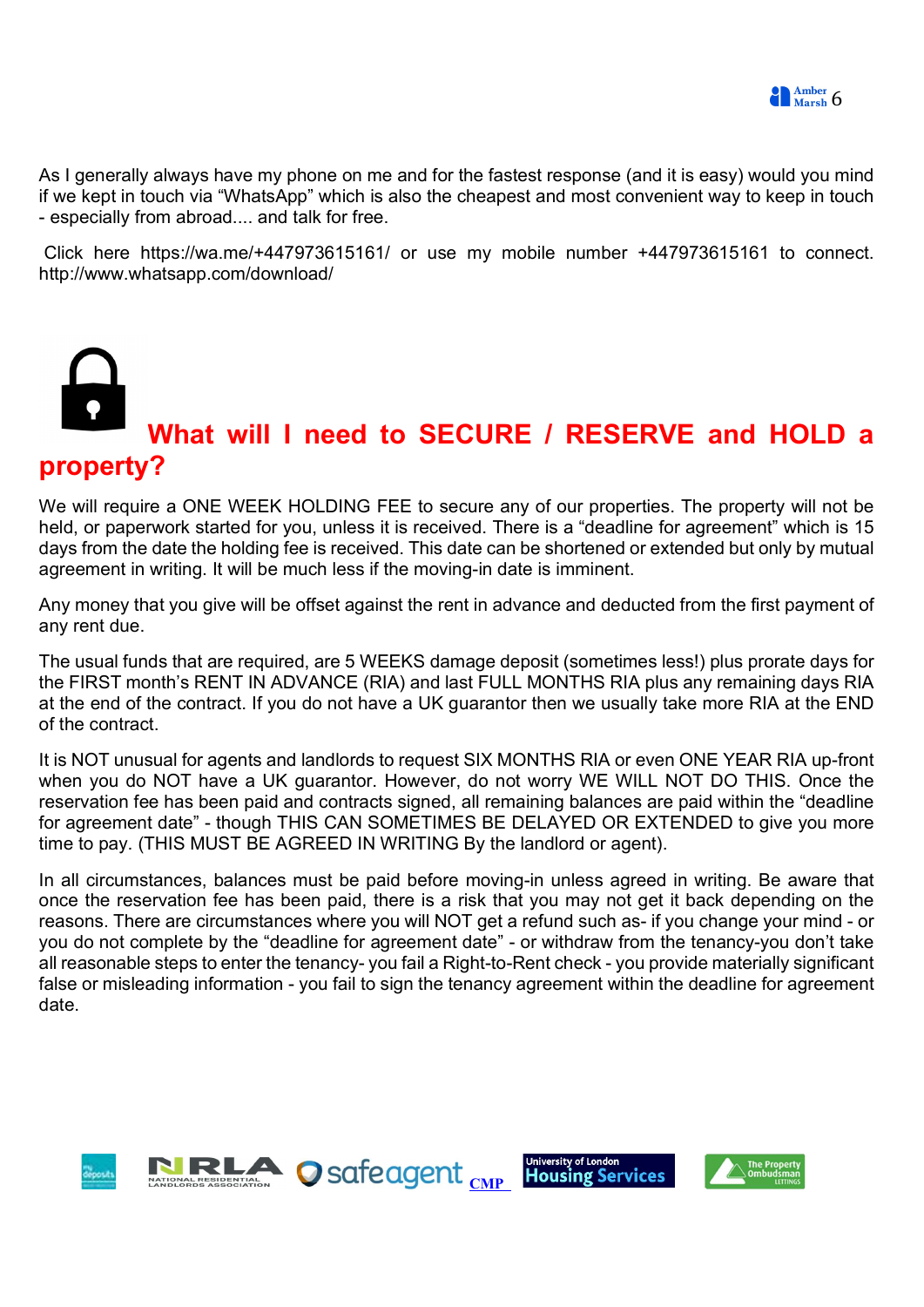As I generally always have my phone on me and for the fastest response (and it is easy) would you mind if we kept in touch via "WhatsApp" which is also the cheapest and most convenient way to keep in touch - especially from abroad.... and talk for free.

Click here https://wa.me/+447973615161/ or use my mobile number +447973615161 to connect. http://www.whatsapp.com/download/

## What will I need to SECURE / RESERVE and HOLD a property?

We will require a ONE WEEK HOLDING FEE to secure any of our properties. The property will not be held, or paperwork started for you, unless it is received. There is a "deadline for agreement" which is 15 days from the date the holding fee is received. This date can be shortened or extended but only by mutual agreement in writing. It will be much less if the moving-in date is imminent.

Any money that you give will be offset against the rent in advance and deducted from the first payment of any rent due.

The usual funds that are required, are 5 WEEKS damage deposit (sometimes less!) plus prorate days for the FIRST month's RENT IN ADVANCE (RIA) and last FULL MONTHS RIA plus any remaining days RIA at the end of the contract. If you do not have a UK guarantor then we usually take more RIA at the END of the contract.

It is NOT unusual for agents and landlords to request SIX MONTHS RIA or even ONE YEAR RIA up-front when you do NOT have a UK guarantor. However, do not worry WE WILL NOT DO THIS. Once the reservation fee has been paid and contracts signed, all remaining balances are paid within the "deadline for agreement date" - though THIS CAN SOMETIMES BE DELAYED OR EXTENDED to give you more time to pay. (THIS MUST BE AGREED IN WRITING By the landlord or agent).

In all circumstances, balances must be paid before moving-in unless agreed in writing. Be aware that once the reservation fee has been paid, there is a risk that you may not get it back depending on the reasons. There are circumstances where you will NOT get a refund such as- if you change your mind - or you do not complete by the "deadline for agreement date" - or withdraw from the tenancy-you don't take all reasonable steps to enter the tenancy- you fail a Right-to-Rent check - you provide materially significant false or misleading information - you fail to sign the tenancy agreement within the deadline for agreement date.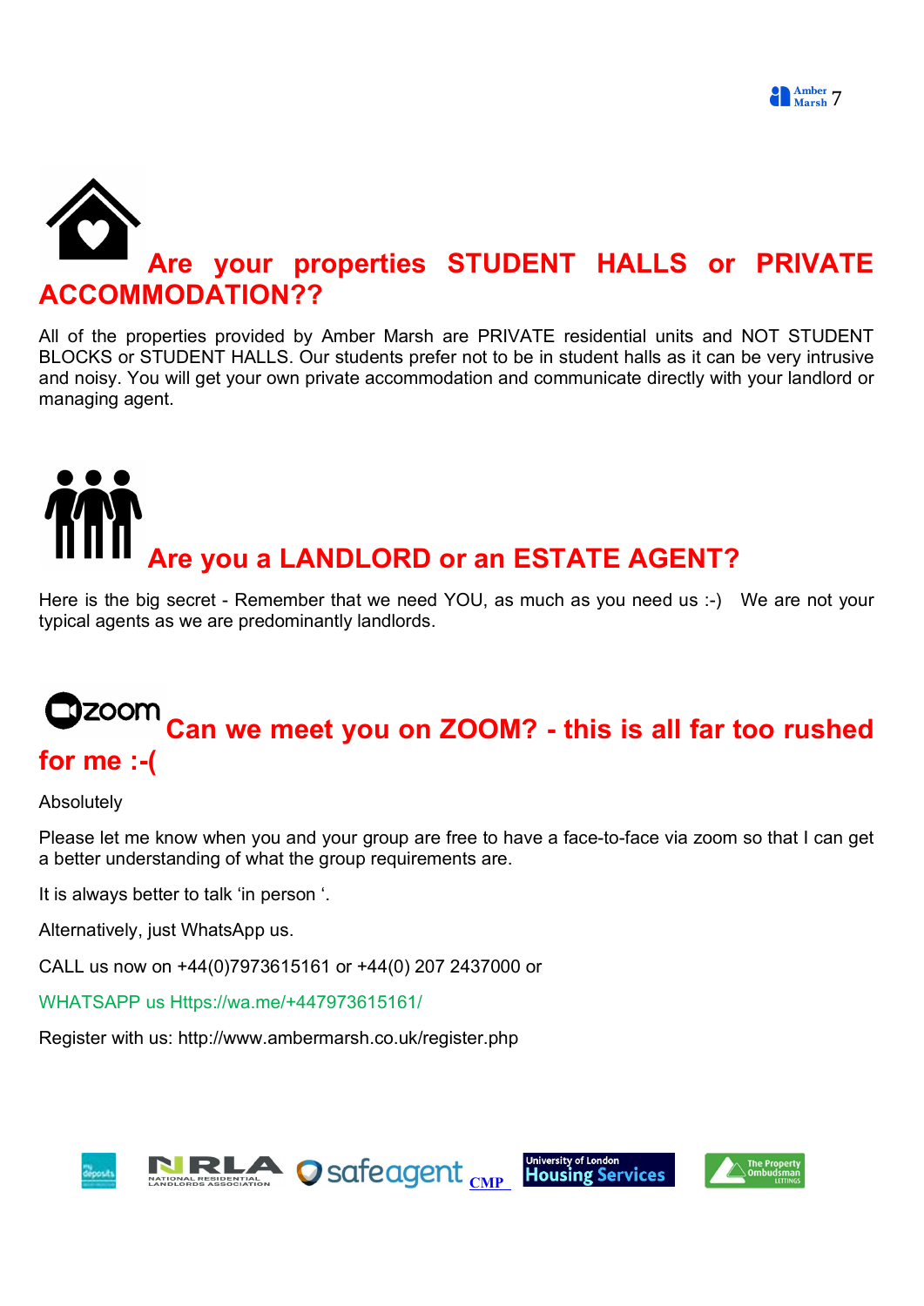## Are your properties STUDENT HALLS or PRIVATE ACCOMMODATION??

All of the properties provided by Amber Marsh are PRIVATE residential units and NOT STUDENT BLOCKS or STUDENT HALLS. Our students prefer not to be in student halls as it can be very intrusive and noisy. You will get your own private accommodation and communicate directly with your landlord or managing agent.

## Are you a LANDLORD or an ESTATE AGENT?

Here is the big secret - Remember that we need YOU, as much as you need us :-) We are not your typical agents as we are predominantly landlords.

## Can we meet you on ZOOM? - this is all far too rushed for me :-(

Absolutely

Please let me know when you and your group are free to have a face-to-face via zoom so that I can get a better understanding of what the group requirements are.

It is always better to talk 'in person '.

Alternatively, just WhatsApp us.

CALL us now on +44(0)7973615161 or +44(0) 207 2437000 or

WHATSAPP us Https://wa.me/+447973615161/

Register with us: http://www.ambermarsh.co.uk/register.php

NRLA NATIONAL RESIDENTIAL LANDLORDS ASSOCIATION safeagent CMP University of London Housing Services The Property Ombudsman LETTINGS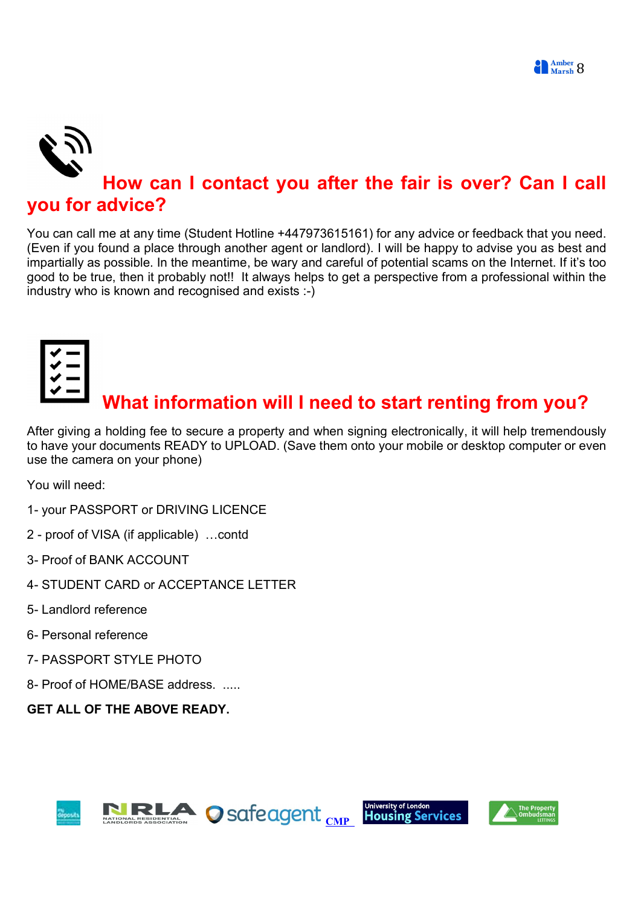## How can I contact you after the fair is over? Can I call you for advice?

You can call me at any time (Student Hotline +447973615161) for any advice or feedback that you need. (Even if you found a place through another agent or landlord). I will be happy to advise you as best and impartially as possible. In the meantime, be wary and careful of potential scams on the Internet. If it's too good to be true, then it probably not!! It always helps to get a perspective from a professional within the industry who is known and recognised and exists :-)

## What information will I need to start renting from you?

After giving a holding fee to secure a property and when signing electronically, it will help tremendously to have your documents READY to UPLOAD. (Save them onto your mobile or desktop computer or even use the camera on your phone)

You will need:

1- your PASSPORT or DRIVING LICENCE

2 - proof of VISA (if applicable) …contd

3- Proof of BANK ACCOUNT

4- STUDENT CARD or ACCEPTANCE LETTER

5- Landlord reference

6- Personal reference

7- PASSPORT STYLE PHOTO

8- Proof of HOME/BASE address. .....

**GET ALL OF THE ABOVE READY.**

NRLA NATIONAL RESIDENTIAL LANDLORDS ASSOCIATION safeagent CMP University of London Housing Services The Property Ombudsman LETTINGS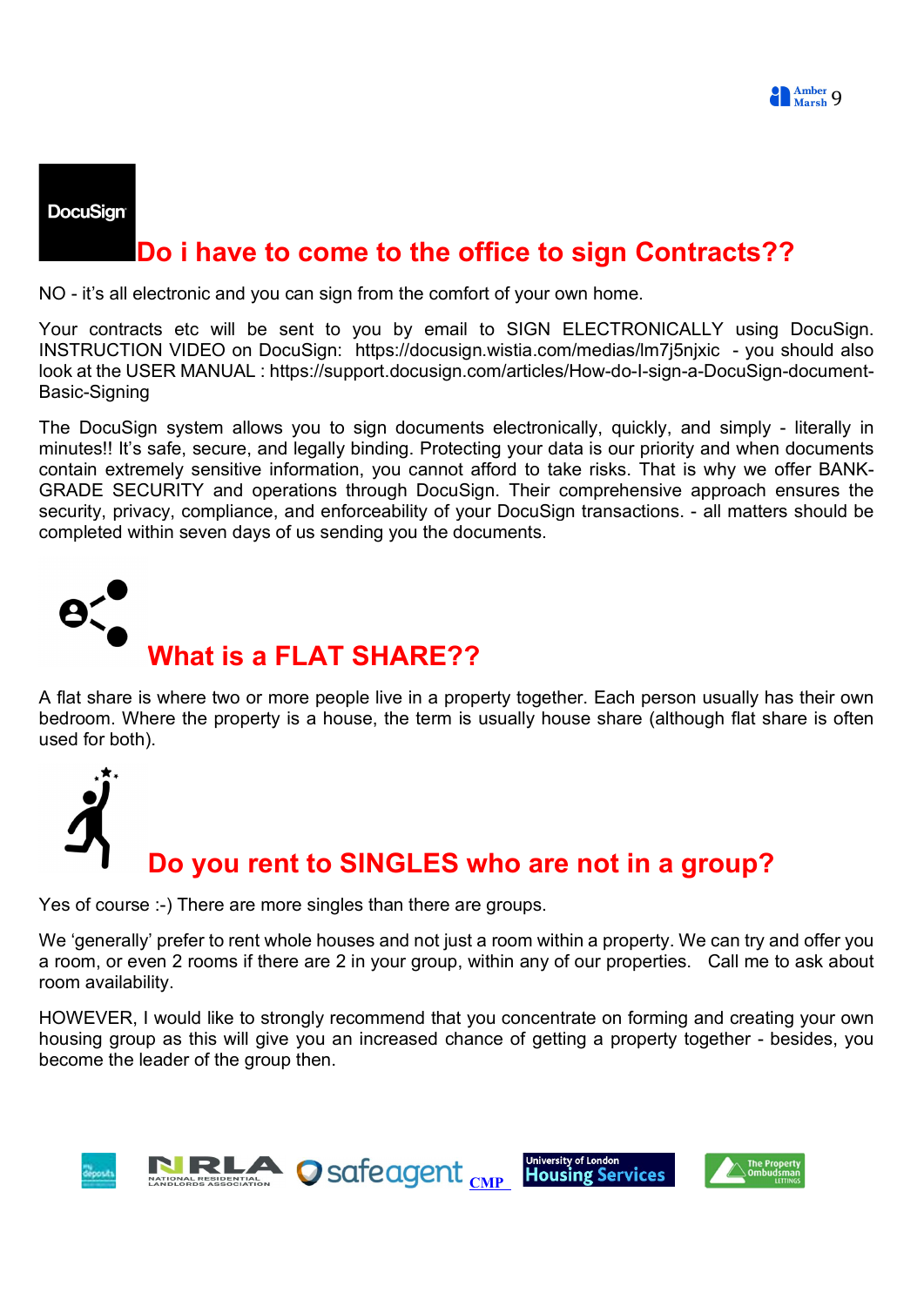## Do i have to come to the office to sign Contracts??

NO - it's all electronic and you can sign from the comfort of your own home.

Your contracts etc will be sent to you by email to SIGN ELECTRONICALLY using DocuSign. INSTRUCTION VIDEO on DocuSign: https://docusign.wistia.com/medias/lm7j5njxic - you should also look at the USER MANUAL : https://support.docusign.com/articles/How-do-I-sign-a-DocuSign-document-Basic-Signing

The DocuSign system allows you to sign documents electronically, quickly, and simply - literally in minutes!! It's safe, secure, and legally binding. Protecting your data is our priority and when documents contain extremely sensitive information, you cannot afford to take risks. That is why we offer BANK-GRADE SECURITY and operations through DocuSign. Their comprehensive approach ensures the security, privacy, compliance, and enforceability of your DocuSign transactions. - all matters should be completed within seven days of us sending you the documents.

## What is a FLAT SHARE??

A flat share is where two or more people live in a property together. Each person usually has their own bedroom. Where the property is a house, the term is usually house share (although flat share is often used for both).

## Do you rent to SINGLES who are not in a group?

Yes of course :-) There are more singles than there are groups.

We 'generally' prefer to rent whole houses and not just a room within a property. We can try and offer you a room, or even 2 rooms if there are 2 in your group, within any of our properties. Call me to ask about room availability.

HOWEVER, I would like to strongly recommend that you concentrate on forming and creating your own housing group as this will give you an increased chance of getting a property together - besides, you become the leader of the group then.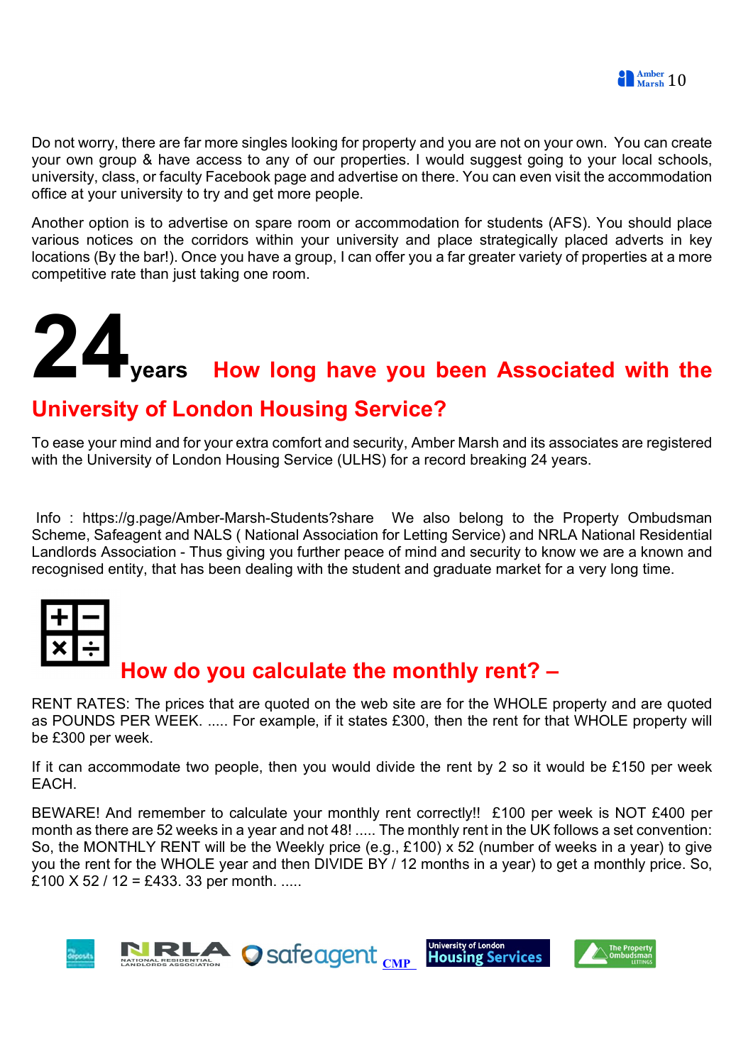Do not worry, there are far more singles looking for property and you are not on your own. You can create your own group & have access to any of our properties. I would suggest going to your local schools, university, class, or faculty Facebook page and advertise on there. You can even visit the accommodation office at your university to try and get more people.

Another option is to advertise on spare room or accommodation for students (AFS). You should place various notices on the corridors within your university and place strategically placed adverts in key locations (By the bar!). Once you have a group, I can offer you a far greater variety of properties at a more competitive rate than just taking one room.

## 24 years How long have you been Associated with the University of London Housing Service?

To ease your mind and for your extra comfort and security, Amber Marsh and its associates are registered with the University of London Housing Service (ULHS) for a record breaking 24 years.

Info : https://g.page/Amber-Marsh-Students?share We also belong to the Property Ombudsman Scheme, Safeagent and NALS ( National Association for Letting Service) and NRLA National Residential Landlords Association - Thus giving you further peace of mind and security to know we are a known and recognised entity, that has been dealing with the student and graduate market for a very long time.

## How do you calculate the monthly rent? –

RENT RATES: The prices that are quoted on the web site are for the WHOLE property and are quoted as POUNDS PER WEEK. ..... For example, if it states £300, then the rent for that WHOLE property will be £300 per week.

If it can accommodate two people, then you would divide the rent by 2 so it would be £150 per week EACH.

BEWARE! And remember to calculate your monthly rent correctly!! £100 per week is NOT £400 per month as there are 52 weeks in a year and not 48! ..... The monthly rent in the UK follows a set convention: So, the MONTHLY RENT will be the Weekly price (e.g., £100) x 52 (number of weeks in a year) to give you the rent for the WHOLE year and then DIVIDE BY / 12 months in a year) to get a monthly price. So, £100 X 52 / 12 = £433. 33 per month. .....

mydeposits NRLA NATIONAL RESIDENTIAL LANDLORDS ASSOCIATION safeagent CMP University of London Housing Services The Property Ombudsman LETTINGS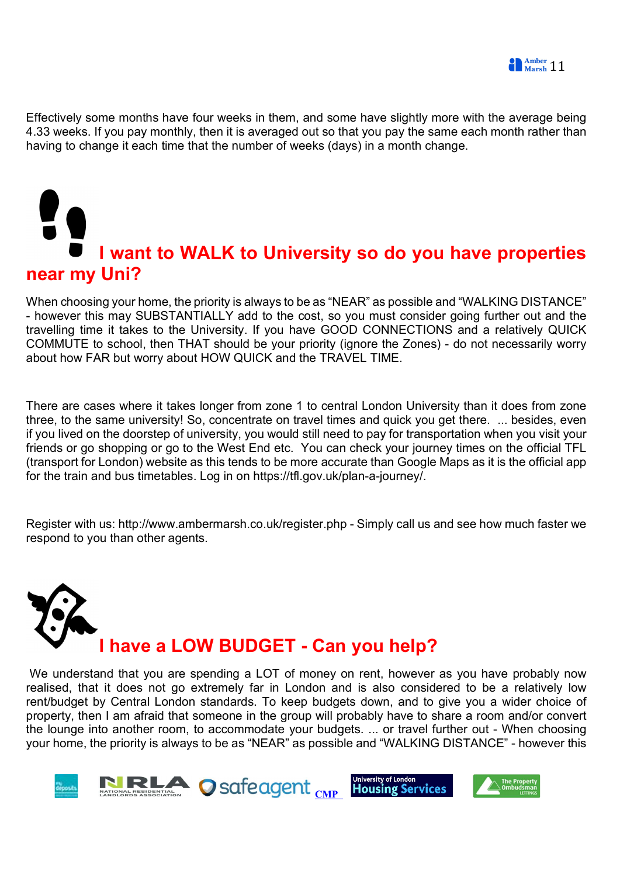Effectively some months have four weeks in them, and some have slightly more with the average being 4.33 weeks. If you pay monthly, then it is averaged out so that you pay the same each month rather than having to change it each time that the number of weeks (days) in a month change.

## I want to WALK to University so do you have properties near my Uni?

When choosing your home, the priority is always to be as "NEAR" as possible and "WALKING DISTANCE" - however this may SUBSTANTIALLY add to the cost, so you must consider going further out and the travelling time it takes to the University. If you have GOOD CONNECTIONS and a relatively QUICK COMMUTE to school, then THAT should be your priority (ignore the Zones) - do not necessarily worry about how FAR but worry about HOW QUICK and the TRAVEL TIME.

There are cases where it takes longer from zone 1 to central London University than it does from zone three, to the same university! So, concentrate on travel times and quick you get there. ... besides, even if you lived on the doorstep of university, you would still need to pay for transportation when you visit your friends or go shopping or go to the West End etc. You can check your journey times on the official TFL (transport for London) website as this tends to be more accurate than Google Maps as it is the official app for the train and bus timetables. Log in on https://tfl.gov.uk/plan-a-journey/.

Register with us: http://www.ambermarsh.co.uk/register.php - Simply call us and see how much faster we respond to you than other agents.

## I have a LOW BUDGET - Can you help?

We understand that you are spending a LOT of money on rent, however as you have probably now realised, that it does not go extremely far in London and is also considered to be a relatively low rent/budget by Central London standards. To keep budgets down, and to give you a wider choice of property, then I am afraid that someone in the group will probably have to share a room and/or convert the lounge into another room, to accommodate your budgets. ... or travel further out - When choosing your home, the priority is always to be as "NEAR" as possible and "WALKING DISTANCE" - however this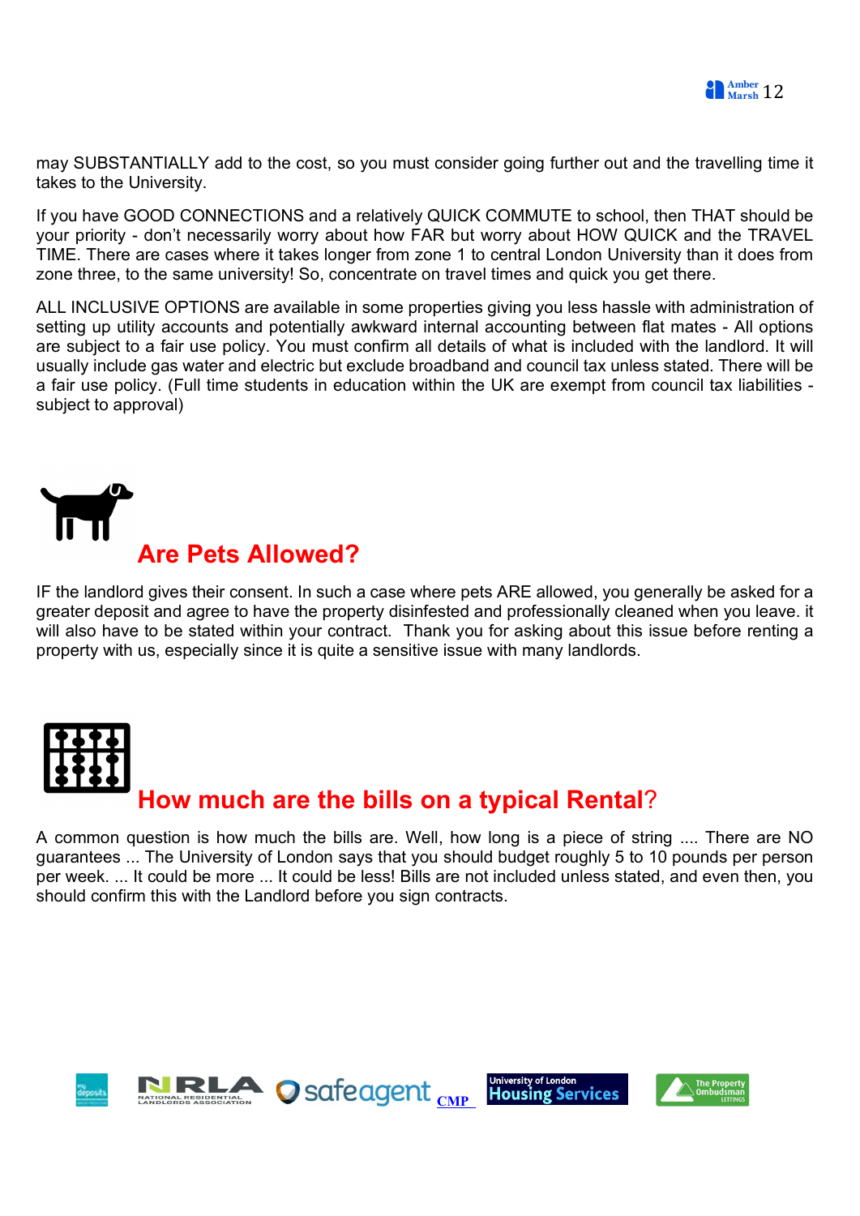may SUBSTANTIALLY add to the cost, so you must consider going further out and the travelling time it takes to the University.

If you have GOOD CONNECTIONS and a relatively QUICK COMMUTE to school, then THAT should be your priority - don't necessarily worry about how FAR but worry about HOW QUICK and the TRAVEL TIME. There are cases where it takes longer from zone 1 to central London University than it does from zone three, to the same university! So, concentrate on travel times and quick you get there.

ALL INCLUSIVE OPTIONS are available in some properties giving you less hassle with administration of setting up utility accounts and potentially awkward internal accounting between flat mates - All options are subject to a fair use policy. You must confirm all details of what is included with the landlord. It will usually include gas water and electric but exclude broadband and council tax unless stated. There will be a fair use policy. (Full time students in education within the UK are exempt from council tax liabilities - subject to approval)

## Are Pets Allowed?

IF the landlord gives their consent. In such a case where pets ARE allowed, you generally be asked for a greater deposit and agree to have the property disinfested and professionally cleaned when you leave. it will also have to be stated within your contract. Thank you for asking about this issue before renting a property with us, especially since it is quite a sensitive issue with many landlords.

## How much are the bills on a typical Rental?

A common question is how much the bills are. Well, how long is a piece of string .... There are NO guarantees ... The University of London says that you should budget roughly 5 to 10 pounds per person per week. ... It could be more ... It could be less! Bills are not included unless stated, and even then, you should confirm this with the Landlord before you sign contracts.

NRLA National Residential Landlords Association safeagent CMP University of London Housing Services The Property Ombudsman Lettings